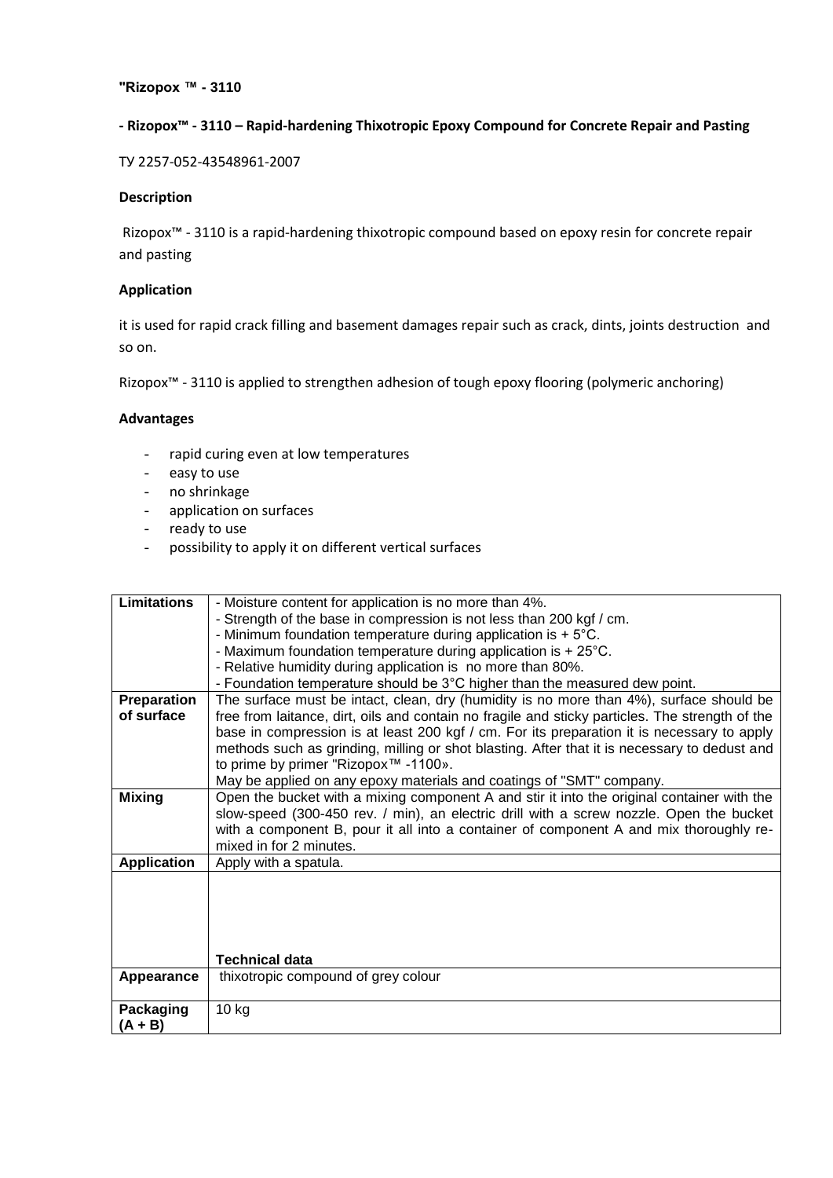**"Rizopox ™ - 3110**

**- Rizopox™ - 3110 – Rapid-hardening Thixotropic Epoxy Compound for Concrete Repair and Pasting**

ТУ 2257-052-43548961-2007

**Description**

Rizopox™ - 3110 is a rapid-hardening thixotropic compound based on epoxy resin for concrete repair and pasting

**Application**

it is used for rapid crack filling and basement damages repair such as crack, dints, joints destruction and so on.

Rizopox™ - 3110 is applied to strengthen adhesion of tough epoxy flooring (polymeric anchoring)

**Advantages**

- rapid curing even at low temperatures
- easy to use
- no shrinkage
- application on surfaces
- ready to use
- possibility to apply it on different vertical surfaces

| | |
|---|---|
| **Limitations** | - Moisture content for application is no more than 4%.<br>- Strength of the base in compression is not less than 200 kgf / cm.<br>- Minimum foundation temperature during application is + 5°C.<br>- Maximum foundation temperature during application is + 25°C.<br>- Relative humidity during application is no more than 80%.<br>- Foundation temperature should be 3°C higher than the measured dew point. |
| **Preparation of surface** | The surface must be intact, clean, dry (humidity is no more than 4%), surface should be free from laitance, dirt, oils and contain no fragile and sticky particles. The strength of the base in compression is at least 200 kgf / cm. For its preparation it is necessary to apply methods such as grinding, milling or shot blasting. After that it is necessary to dedust and to prime by primer "Rizopox™ -1100».<br>May be applied on any epoxy materials and coatings of "SMT" company. |
| **Mixing** | Open the bucket with a mixing component A and stir it into the original container with the slow-speed (300-450 rev. / min), an electric drill with a screw nozzle. Open the bucket with a component B, pour it all into a container of component A and mix thoroughly re-mixed in for 2 minutes. |
| **Application** | Apply with a spatula. |
| | **Technical data** |
| **Appearance** | thixotropic compound of grey colour |
| **Packaging (A + B)** | 10 kg |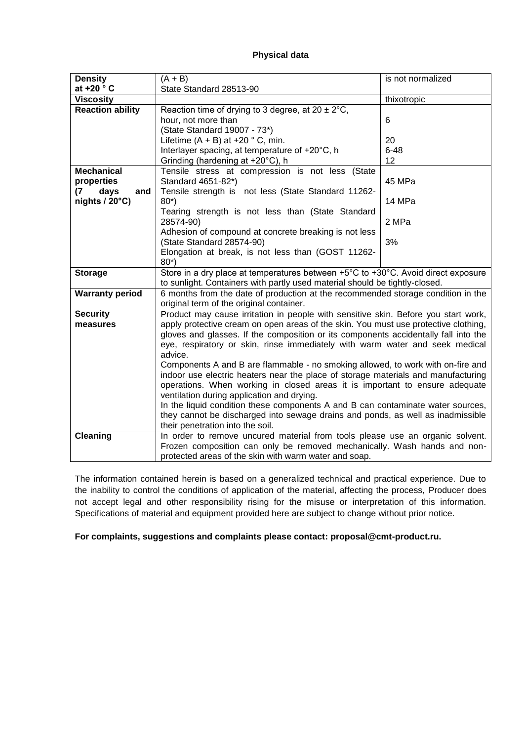**Physical data**

| | | |
|---|---|---|
| **Density at +20 ° C** | (A + B) State Standard 28513-90 | is not normalized |
| **Viscosity** | | thixotropic |
| **Reaction ability** | Reaction time of drying to 3 degree, at 20 ± 2°C, hour, not more than (State Standard 19007 - 73*)<br>Lifetime (A + B) at +20 ° C, min.<br>Interlayer spacing, at temperature of +20°C, h<br>Grinding (hardening at +20°C), h | 6<br><br>20<br>6-48<br>12 |
| **Mechanical properties (7 days and nights / 20°C)** | Tensile stress at compression is not less (State Standard 4651-82*)<br>Tensile strength is not less (State Standard 11262-80*)<br>Tearing strength is not less than (State Standard 28574-90)<br>Adhesion of compound at concrete breaking is not less (State Standard 28574-90)<br>Elongation at break, is not less than (GOST 11262-80*) | 45 MPa<br><br>14 MPa<br><br>2 MPa<br><br>3% |
| **Storage** | Store in a dry place at temperatures between +5°C to +30°C. Avoid direct exposure to sunlight. Containers with partly used material should be tightly-closed. | |
| **Warranty period** | 6 months from the date of production at the recommended storage condition in the original term of the original container. | |
| **Security measures** | Product may cause irritation in people with sensitive skin. Before you start work, apply protective cream on open areas of the skin. You must use protective clothing, gloves and glasses. If the composition or its components accidentally fall into the eye, respiratory or skin, rinse immediately with warm water and seek medical advice.<br>Components A and B are flammable - no smoking allowed, to work with on-fire and indoor use electric heaters near the place of storage materials and manufacturing operations. When working in closed areas it is important to ensure adequate ventilation during application and drying.<br>In the liquid condition these components A and B can contaminate water sources, they cannot be discharged into sewage drains and ponds, as well as inadmissible their penetration into the soil. | |
| **Cleaning** | In order to remove uncured material from tools please use an organic solvent. Frozen composition can only be removed mechanically. Wash hands and non-protected areas of the skin with warm water and soap. | |

The information contained herein is based on a generalized technical and practical experience. Due to the inability to control the conditions of application of the material, affecting the process, Producer does not accept legal and other responsibility rising for the misuse or interpretation of this information. Specifications of material and equipment provided here are subject to change without prior notice.

**For complaints, suggestions and complaints please contact: proposal@cmt-product.ru.**